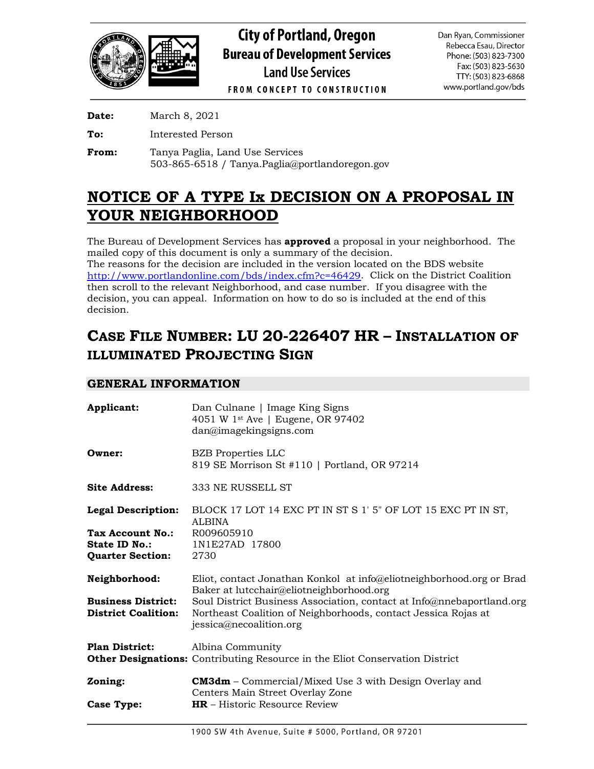**City of Portland, Oregon**
**Bureau of Development Services**
**Land Use Services**
FROM CONCEPT TO CONSTRUCTION

Dan Ryan, Commissioner
Rebecca Esau, Director
Phone: (503) 823-7300
Fax: (503) 823-5630
TTY: (503) 823-6868
www.portland.gov/bds

**Date:** March 8, 2021

**To:** Interested Person

**From:** Tanya Paglia, Land Use Services
503-865-6518 / Tanya.Paglia@portlandoregon.gov

# NOTICE OF A TYPE Ix DECISION ON A PROPOSAL IN YOUR NEIGHBORHOOD

The Bureau of Development Services has **approved** a proposal in your neighborhood. The mailed copy of this document is only a summary of the decision.
The reasons for the decision are included in the version located on the BDS website http://www.portlandonline.com/bds/index.cfm?c=46429. Click on the District Coalition then scroll to the relevant Neighborhood, and case number. If you disagree with the decision, you can appeal. Information on how to do so is included at the end of this decision.

## CASE FILE NUMBER: LU 20-226407 HR – INSTALLATION OF ILLUMINATED PROJECTING SIGN

### GENERAL INFORMATION

**Applicant:** Dan Culnane | Image King Signs
4051 W 1st Ave | Eugene, OR 97402
dan@imagekingsigns.com

**Owner:** BZB Properties LLC
819 SE Morrison St #110 | Portland, OR 97214

**Site Address:** 333 NE RUSSELL ST

**Legal Description:** BLOCK 17 LOT 14 EXC PT IN ST S 1' 5" OF LOT 15 EXC PT IN ST, ALBINA
**Tax Account No.:** R009605910
**State ID No.:** 1N1E27AD 17800
**Quarter Section:** 2730

**Neighborhood:** Eliot, contact Jonathan Konkol at info@eliotneighborhood.org or Brad Baker at lutcchair@eliotneighborhood.org
**Business District:** Soul District Business Association, contact at Info@nnebaportland.org
**District Coalition:** Northeast Coalition of Neighborhoods, contact Jessica Rojas at jessica@necoalition.org

**Plan District:** Albina Community
**Other Designations:** Contributing Resource in the Eliot Conservation District

**Zoning:** **CM3dm** – Commercial/Mixed Use 3 with Design Overlay and Centers Main Street Overlay Zone
**Case Type:** **HR** – Historic Resource Review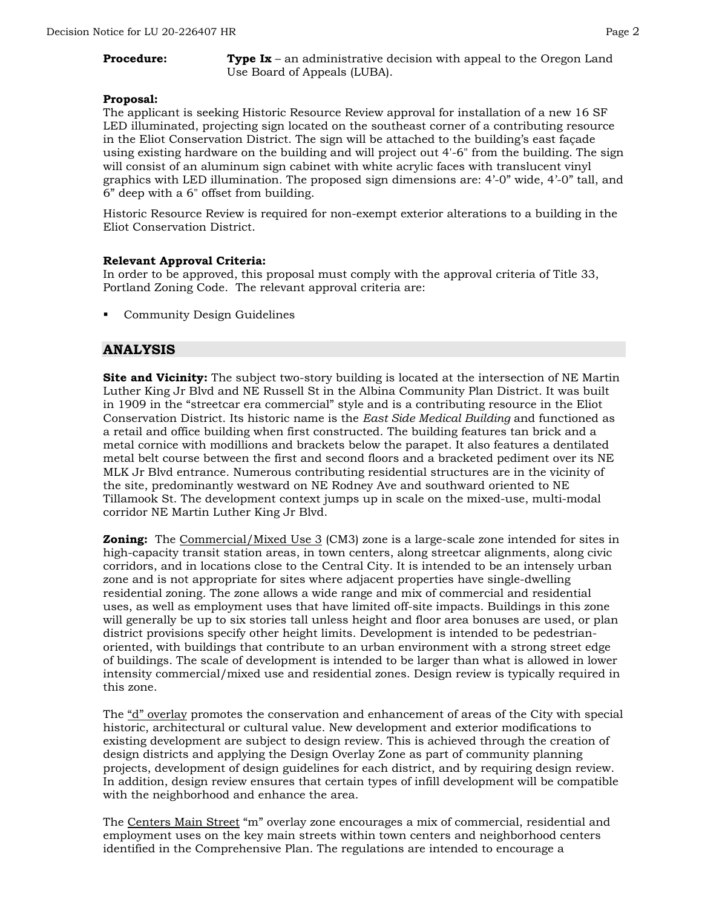**Procedure:** **Type Ix** – an administrative decision with appeal to the Oregon Land Use Board of Appeals (LUBA).

**Proposal:**
The applicant is seeking Historic Resource Review approval for installation of a new 16 SF LED illuminated, projecting sign located on the southeast corner of a contributing resource in the Eliot Conservation District. The sign will be attached to the building's east façade using existing hardware on the building and will project out 4'-6" from the building. The sign will consist of an aluminum sign cabinet with white acrylic faces with translucent vinyl graphics with LED illumination. The proposed sign dimensions are: 4'-0" wide, 4'-0" tall, and 6" deep with a 6" offset from building.

Historic Resource Review is required for non-exempt exterior alterations to a building in the Eliot Conservation District.

**Relevant Approval Criteria:**
In order to be approved, this proposal must comply with the approval criteria of Title 33, Portland Zoning Code. The relevant approval criteria are:

- Community Design Guidelines

## ANALYSIS

**Site and Vicinity:** The subject two-story building is located at the intersection of NE Martin Luther King Jr Blvd and NE Russell St in the Albina Community Plan District. It was built in 1909 in the "streetcar era commercial" style and is a contributing resource in the Eliot Conservation District. Its historic name is the *East Side Medical Building* and functioned as a retail and office building when first constructed. The building features tan brick and a metal cornice with modillions and brackets below the parapet. It also features a dentilated metal belt course between the first and second floors and a bracketed pediment over its NE MLK Jr Blvd entrance. Numerous contributing residential structures are in the vicinity of the site, predominantly westward on NE Rodney Ave and southward oriented to NE Tillamook St. The development context jumps up in scale on the mixed-use, multi-modal corridor NE Martin Luther King Jr Blvd.

**Zoning:** The Commercial/Mixed Use 3 (CM3) zone is a large-scale zone intended for sites in high-capacity transit station areas, in town centers, along streetcar alignments, along civic corridors, and in locations close to the Central City. It is intended to be an intensely urban zone and is not appropriate for sites where adjacent properties have single-dwelling residential zoning. The zone allows a wide range and mix of commercial and residential uses, as well as employment uses that have limited off-site impacts. Buildings in this zone will generally be up to six stories tall unless height and floor area bonuses are used, or plan district provisions specify other height limits. Development is intended to be pedestrian-oriented, with buildings that contribute to an urban environment with a strong street edge of buildings. The scale of development is intended to be larger than what is allowed in lower intensity commercial/mixed use and residential zones. Design review is typically required in this zone.

The "d" overlay promotes the conservation and enhancement of areas of the City with special historic, architectural or cultural value. New development and exterior modifications to existing development are subject to design review. This is achieved through the creation of design districts and applying the Design Overlay Zone as part of community planning projects, development of design guidelines for each district, and by requiring design review. In addition, design review ensures that certain types of infill development will be compatible with the neighborhood and enhance the area.

The Centers Main Street "m" overlay zone encourages a mix of commercial, residential and employment uses on the key main streets within town centers and neighborhood centers identified in the Comprehensive Plan. The regulations are intended to encourage a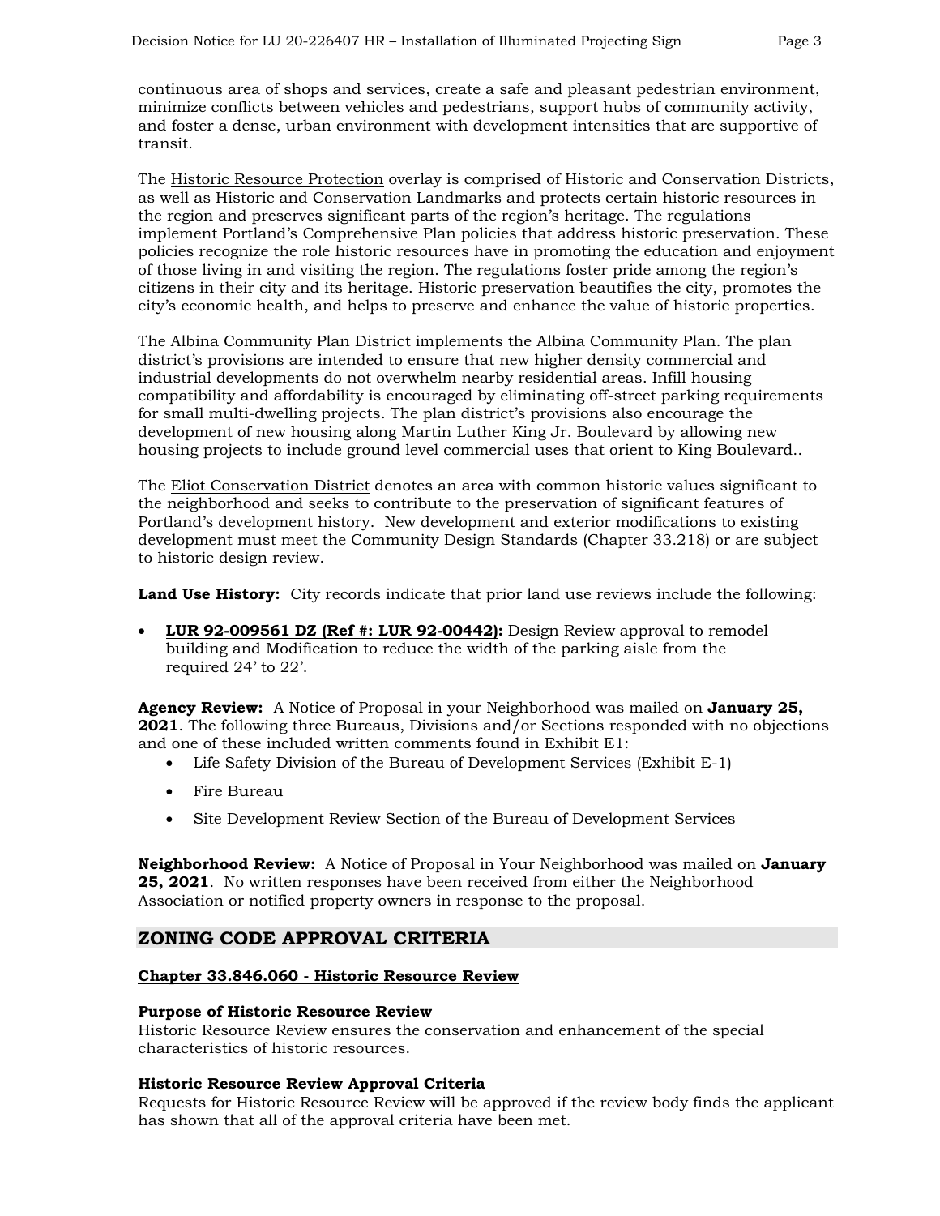continuous area of shops and services, create a safe and pleasant pedestrian environment, minimize conflicts between vehicles and pedestrians, support hubs of community activity, and foster a dense, urban environment with development intensities that are supportive of transit.

The Historic Resource Protection overlay is comprised of Historic and Conservation Districts, as well as Historic and Conservation Landmarks and protects certain historic resources in the region and preserves significant parts of the region's heritage. The regulations implement Portland's Comprehensive Plan policies that address historic preservation. These policies recognize the role historic resources have in promoting the education and enjoyment of those living in and visiting the region. The regulations foster pride among the region's citizens in their city and its heritage. Historic preservation beautifies the city, promotes the city's economic health, and helps to preserve and enhance the value of historic properties.

The Albina Community Plan District implements the Albina Community Plan. The plan district's provisions are intended to ensure that new higher density commercial and industrial developments do not overwhelm nearby residential areas. Infill housing compatibility and affordability is encouraged by eliminating off-street parking requirements for small multi-dwelling projects. The plan district's provisions also encourage the development of new housing along Martin Luther King Jr. Boulevard by allowing new housing projects to include ground level commercial uses that orient to King Boulevard..

The Eliot Conservation District denotes an area with common historic values significant to the neighborhood and seeks to contribute to the preservation of significant features of Portland's development history. New development and exterior modifications to existing development must meet the Community Design Standards (Chapter 33.218) or are subject to historic design review.

**Land Use History:** City records indicate that prior land use reviews include the following:

- **LUR 92-009561 DZ (Ref #: LUR 92-00442):** Design Review approval to remodel building and Modification to reduce the width of the parking aisle from the required 24' to 22'.

**Agency Review:** A Notice of Proposal in your Neighborhood was mailed on **January 25, 2021**. The following three Bureaus, Divisions and/or Sections responded with no objections and one of these included written comments found in Exhibit E1:

- Life Safety Division of the Bureau of Development Services (Exhibit E-1)
- Fire Bureau
- Site Development Review Section of the Bureau of Development Services

**Neighborhood Review:** A Notice of Proposal in Your Neighborhood was mailed on **January 25, 2021**. No written responses have been received from either the Neighborhood Association or notified property owners in response to the proposal.

## ZONING CODE APPROVAL CRITERIA

**Chapter 33.846.060 - Historic Resource Review**

**Purpose of Historic Resource Review**
Historic Resource Review ensures the conservation and enhancement of the special characteristics of historic resources.

**Historic Resource Review Approval Criteria**
Requests for Historic Resource Review will be approved if the review body finds the applicant has shown that all of the approval criteria have been met.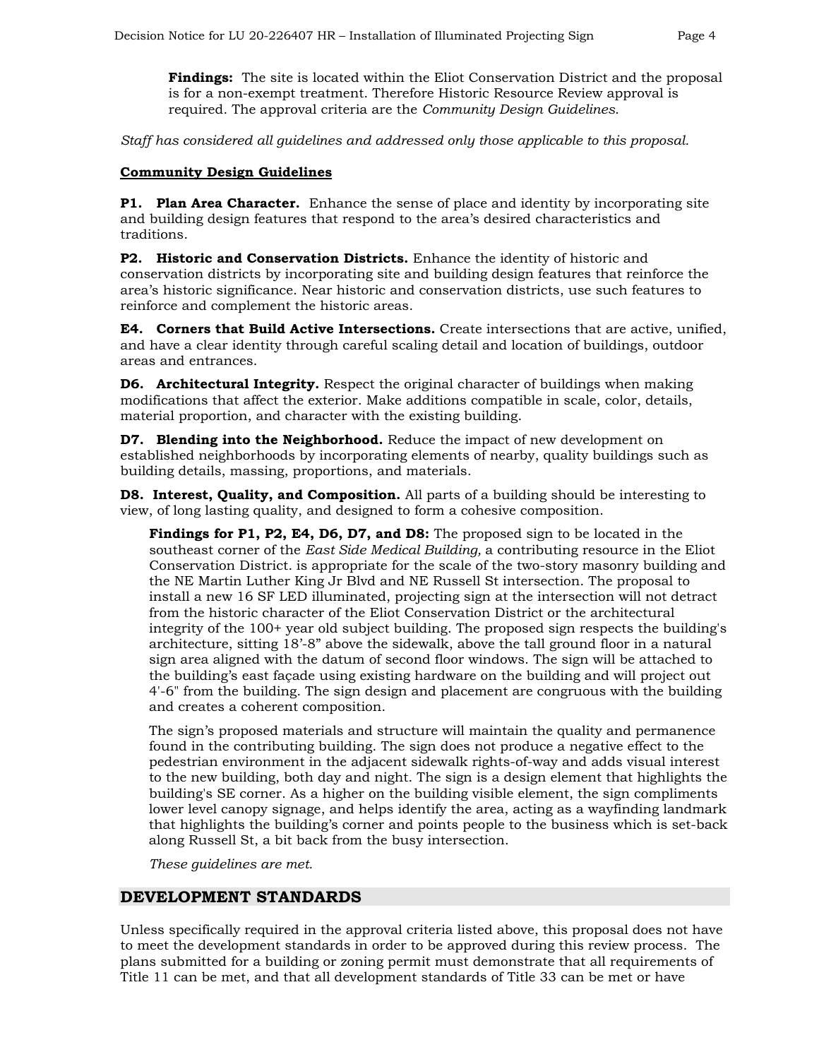**Findings:** The site is located within the Eliot Conservation District and the proposal is for a non-exempt treatment. Therefore Historic Resource Review approval is required. The approval criteria are the *Community Design Guidelines*.

*Staff has considered all guidelines and addressed only those applicable to this proposal.*

**Community Design Guidelines**

**P1. Plan Area Character.** Enhance the sense of place and identity by incorporating site and building design features that respond to the area's desired characteristics and traditions.

**P2. Historic and Conservation Districts.** Enhance the identity of historic and conservation districts by incorporating site and building design features that reinforce the area's historic significance. Near historic and conservation districts, use such features to reinforce and complement the historic areas.

**E4. Corners that Build Active Intersections.** Create intersections that are active, unified, and have a clear identity through careful scaling detail and location of buildings, outdoor areas and entrances.

**D6. Architectural Integrity.** Respect the original character of buildings when making modifications that affect the exterior. Make additions compatible in scale, color, details, material proportion, and character with the existing building.

**D7. Blending into the Neighborhood.** Reduce the impact of new development on established neighborhoods by incorporating elements of nearby, quality buildings such as building details, massing, proportions, and materials.

**D8. Interest, Quality, and Composition.** All parts of a building should be interesting to view, of long lasting quality, and designed to form a cohesive composition.

**Findings for P1, P2, E4, D6, D7, and D8:** The proposed sign to be located in the southeast corner of the *East Side Medical Building,* a contributing resource in the Eliot Conservation District. is appropriate for the scale of the two-story masonry building and the NE Martin Luther King Jr Blvd and NE Russell St intersection. The proposal to install a new 16 SF LED illuminated, projecting sign at the intersection will not detract from the historic character of the Eliot Conservation District or the architectural integrity of the 100+ year old subject building. The proposed sign respects the building's architecture, sitting 18'-8" above the sidewalk, above the tall ground floor in a natural sign area aligned with the datum of second floor windows. The sign will be attached to the building's east façade using existing hardware on the building and will project out 4'-6" from the building. The sign design and placement are congruous with the building and creates a coherent composition.

The sign's proposed materials and structure will maintain the quality and permanence found in the contributing building. The sign does not produce a negative effect to the pedestrian environment in the adjacent sidewalk rights-of-way and adds visual interest to the new building, both day and night. The sign is a design element that highlights the building's SE corner. As a higher on the building visible element, the sign compliments lower level canopy signage, and helps identify the area, acting as a wayfinding landmark that highlights the building's corner and points people to the business which is set-back along Russell St, a bit back from the busy intersection.

*These guidelines are met.*

## DEVELOPMENT STANDARDS

Unless specifically required in the approval criteria listed above, this proposal does not have to meet the development standards in order to be approved during this review process. The plans submitted for a building or zoning permit must demonstrate that all requirements of Title 11 can be met, and that all development standards of Title 33 can be met or have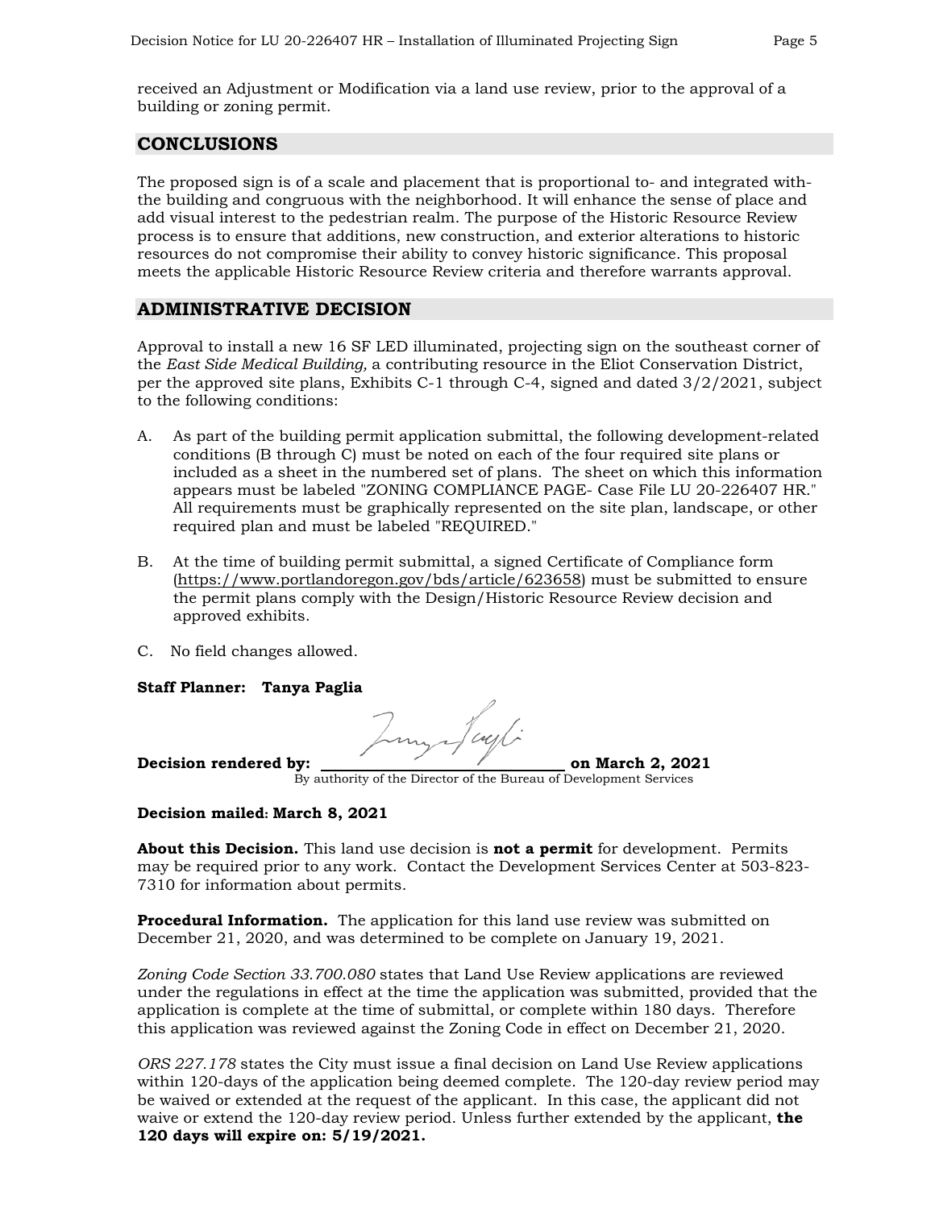received an Adjustment or Modification via a land use review, prior to the approval of a building or zoning permit.

## CONCLUSIONS

The proposed sign is of a scale and placement that is proportional to- and integrated with- the building and congruous with the neighborhood. It will enhance the sense of place and add visual interest to the pedestrian realm. The purpose of the Historic Resource Review process is to ensure that additions, new construction, and exterior alterations to historic resources do not compromise their ability to convey historic significance. This proposal meets the applicable Historic Resource Review criteria and therefore warrants approval.

## ADMINISTRATIVE DECISION

Approval to install a new 16 SF LED illuminated, projecting sign on the southeast corner of the *East Side Medical Building,* a contributing resource in the Eliot Conservation District, per the approved site plans, Exhibits C-1 through C-4, signed and dated 3/2/2021, subject to the following conditions:

A. As part of the building permit application submittal, the following development-related conditions (B through C) must be noted on each of the four required site plans or included as a sheet in the numbered set of plans. The sheet on which this information appears must be labeled "ZONING COMPLIANCE PAGE- Case File LU 20-226407 HR." All requirements must be graphically represented on the site plan, landscape, or other required plan and must be labeled "REQUIRED."

B. At the time of building permit submittal, a signed Certificate of Compliance form (https://www.portlandoregon.gov/bds/article/623658) must be submitted to ensure the permit plans comply with the Design/Historic Resource Review decision and approved exhibits.

C. No field changes allowed.

**Staff Planner: Tanya Paglia**

**Decision rendered by:** ______________________________ **on March 2, 2021**
By authority of the Director of the Bureau of Development Services

**Decision mailed: March 8, 2021**

**About this Decision.** This land use decision is **not a permit** for development. Permits may be required prior to any work. Contact the Development Services Center at 503-823-7310 for information about permits.

**Procedural Information.** The application for this land use review was submitted on December 21, 2020, and was determined to be complete on January 19, 2021.

*Zoning Code Section 33.700.080* states that Land Use Review applications are reviewed under the regulations in effect at the time the application was submitted, provided that the application is complete at the time of submittal, or complete within 180 days. Therefore this application was reviewed against the Zoning Code in effect on December 21, 2020.

*ORS 227.178* states the City must issue a final decision on Land Use Review applications within 120-days of the application being deemed complete. The 120-day review period may be waived or extended at the request of the applicant. In this case, the applicant did not waive or extend the 120-day review period. Unless further extended by the applicant, **the 120 days will expire on: 5/19/2021.**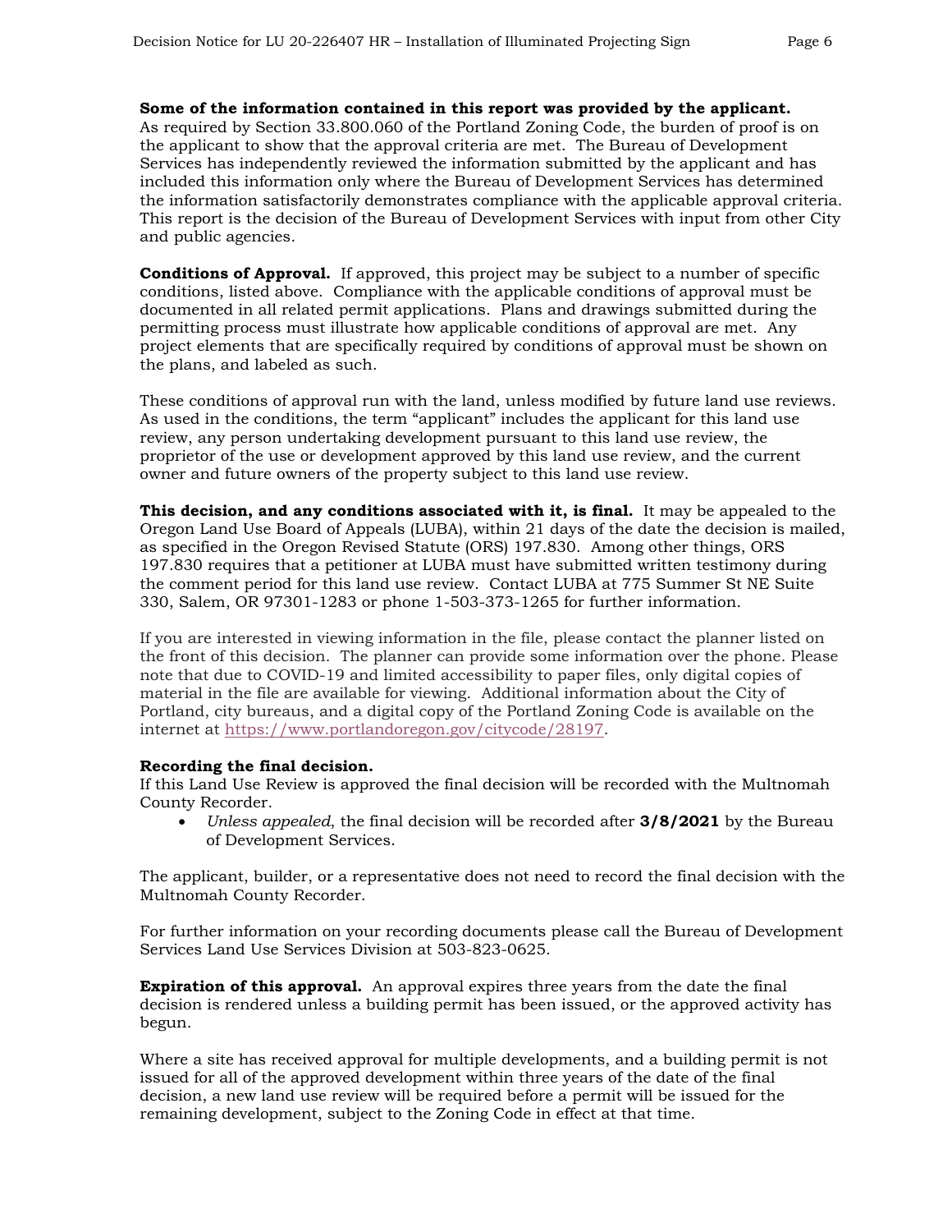**Some of the information contained in this report was provided by the applicant.** As required by Section 33.800.060 of the Portland Zoning Code, the burden of proof is on the applicant to show that the approval criteria are met. The Bureau of Development Services has independently reviewed the information submitted by the applicant and has included this information only where the Bureau of Development Services has determined the information satisfactorily demonstrates compliance with the applicable approval criteria. This report is the decision of the Bureau of Development Services with input from other City and public agencies.

**Conditions of Approval.** If approved, this project may be subject to a number of specific conditions, listed above. Compliance with the applicable conditions of approval must be documented in all related permit applications. Plans and drawings submitted during the permitting process must illustrate how applicable conditions of approval are met. Any project elements that are specifically required by conditions of approval must be shown on the plans, and labeled as such.

These conditions of approval run with the land, unless modified by future land use reviews. As used in the conditions, the term "applicant" includes the applicant for this land use review, any person undertaking development pursuant to this land use review, the proprietor of the use or development approved by this land use review, and the current owner and future owners of the property subject to this land use review.

**This decision, and any conditions associated with it, is final.** It may be appealed to the Oregon Land Use Board of Appeals (LUBA), within 21 days of the date the decision is mailed, as specified in the Oregon Revised Statute (ORS) 197.830. Among other things, ORS 197.830 requires that a petitioner at LUBA must have submitted written testimony during the comment period for this land use review. Contact LUBA at 775 Summer St NE Suite 330, Salem, OR 97301-1283 or phone 1-503-373-1265 for further information.

If you are interested in viewing information in the file, please contact the planner listed on the front of this decision. The planner can provide some information over the phone. Please note that due to COVID-19 and limited accessibility to paper files, only digital copies of material in the file are available for viewing. Additional information about the City of Portland, city bureaus, and a digital copy of the Portland Zoning Code is available on the internet at https://www.portlandoregon.gov/citycode/28197.

**Recording the final decision.**
If this Land Use Review is approved the final decision will be recorded with the Multnomah County Recorder.

- *Unless appealed*, the final decision will be recorded after **3/8/2021** by the Bureau of Development Services.

The applicant, builder, or a representative does not need to record the final decision with the Multnomah County Recorder.

For further information on your recording documents please call the Bureau of Development Services Land Use Services Division at 503-823-0625.

**Expiration of this approval.** An approval expires three years from the date the final decision is rendered unless a building permit has been issued, or the approved activity has begun.

Where a site has received approval for multiple developments, and a building permit is not issued for all of the approved development within three years of the date of the final decision, a new land use review will be required before a permit will be issued for the remaining development, subject to the Zoning Code in effect at that time.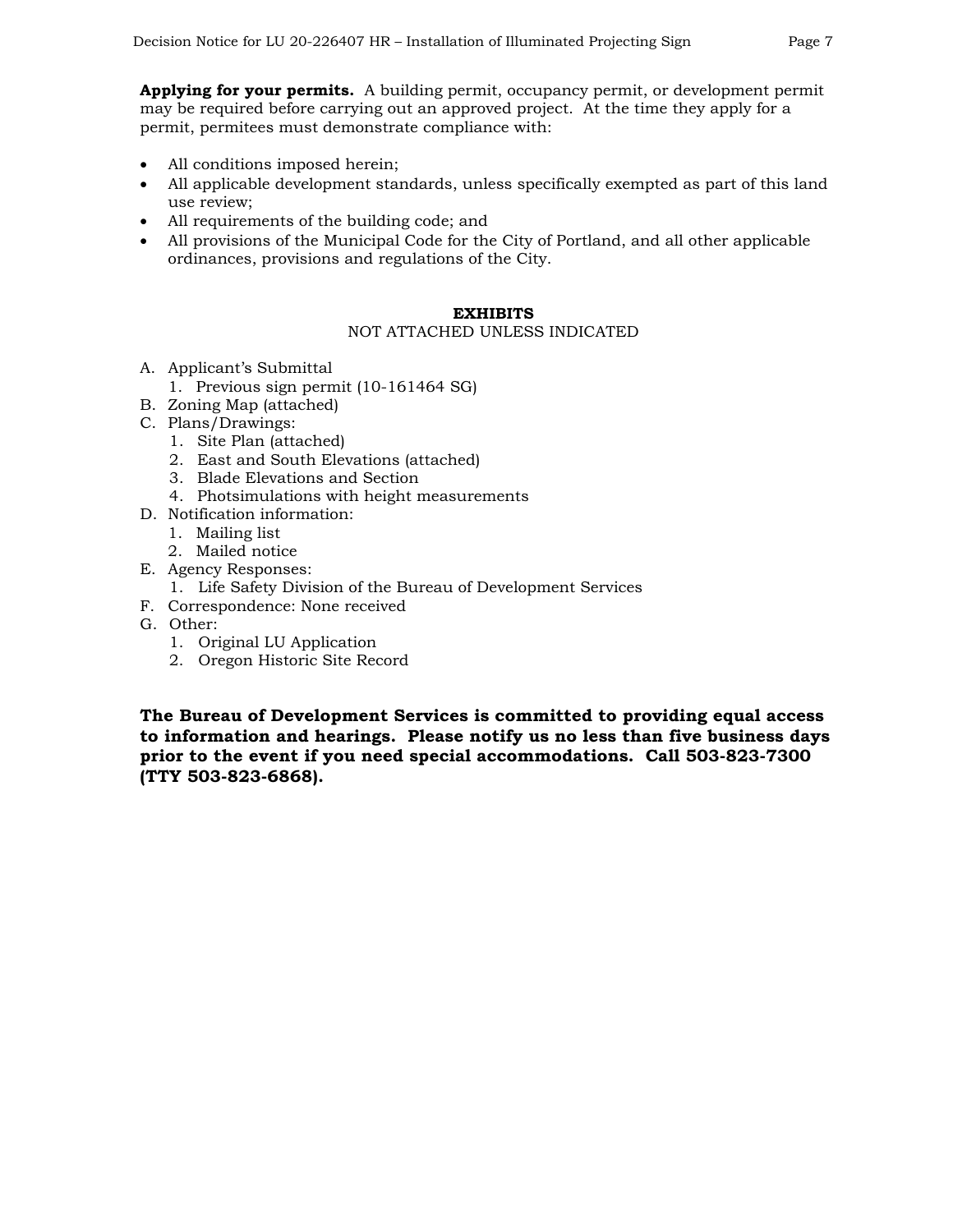**Applying for your permits.** A building permit, occupancy permit, or development permit may be required before carrying out an approved project. At the time they apply for a permit, permitees must demonstrate compliance with:

- All conditions imposed herein;
- All applicable development standards, unless specifically exempted as part of this land use review;
- All requirements of the building code; and
- All provisions of the Municipal Code for the City of Portland, and all other applicable ordinances, provisions and regulations of the City.

**EXHIBITS**

NOT ATTACHED UNLESS INDICATED

A. Applicant's Submittal
   1. Previous sign permit (10-161464 SG)
B. Zoning Map (attached)
C. Plans/Drawings:
   1. Site Plan (attached)
   2. East and South Elevations (attached)
   3. Blade Elevations and Section
   4. Photsimulations with height measurements
D. Notification information:
   1. Mailing list
   2. Mailed notice
E. Agency Responses:
   1. Life Safety Division of the Bureau of Development Services
F. Correspondence: None received
G. Other:
   1. Original LU Application
   2. Oregon Historic Site Record

**The Bureau of Development Services is committed to providing equal access to information and hearings. Please notify us no less than five business days prior to the event if you need special accommodations. Call 503-823-7300 (TTY 503-823-6868).**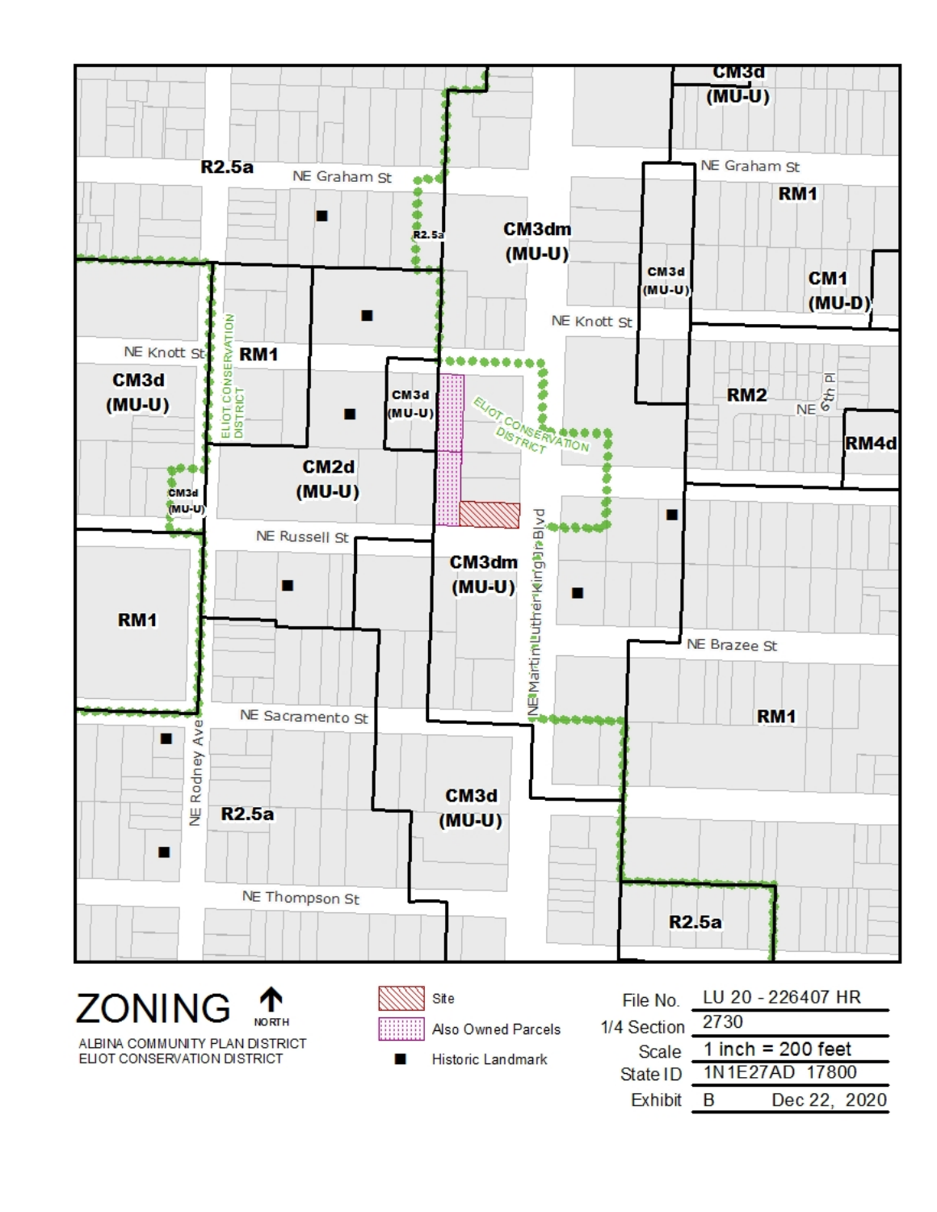# ZONING

NORTH

ALBINA COMMUNITY PLAN DISTRICT
ELIOT CONSERVATION DISTRICT

- Site
- Also Owned Parcels
- Historic Landmark

| | |
|---|---|
| File No. | LU 20 - 226407 HR |
| 1/4 Section | 2730 |
| Scale | 1 inch = 200 feet |
| State ID | 1N1E27AD 17800 |
| Exhibit | B Dec 22, 2020 |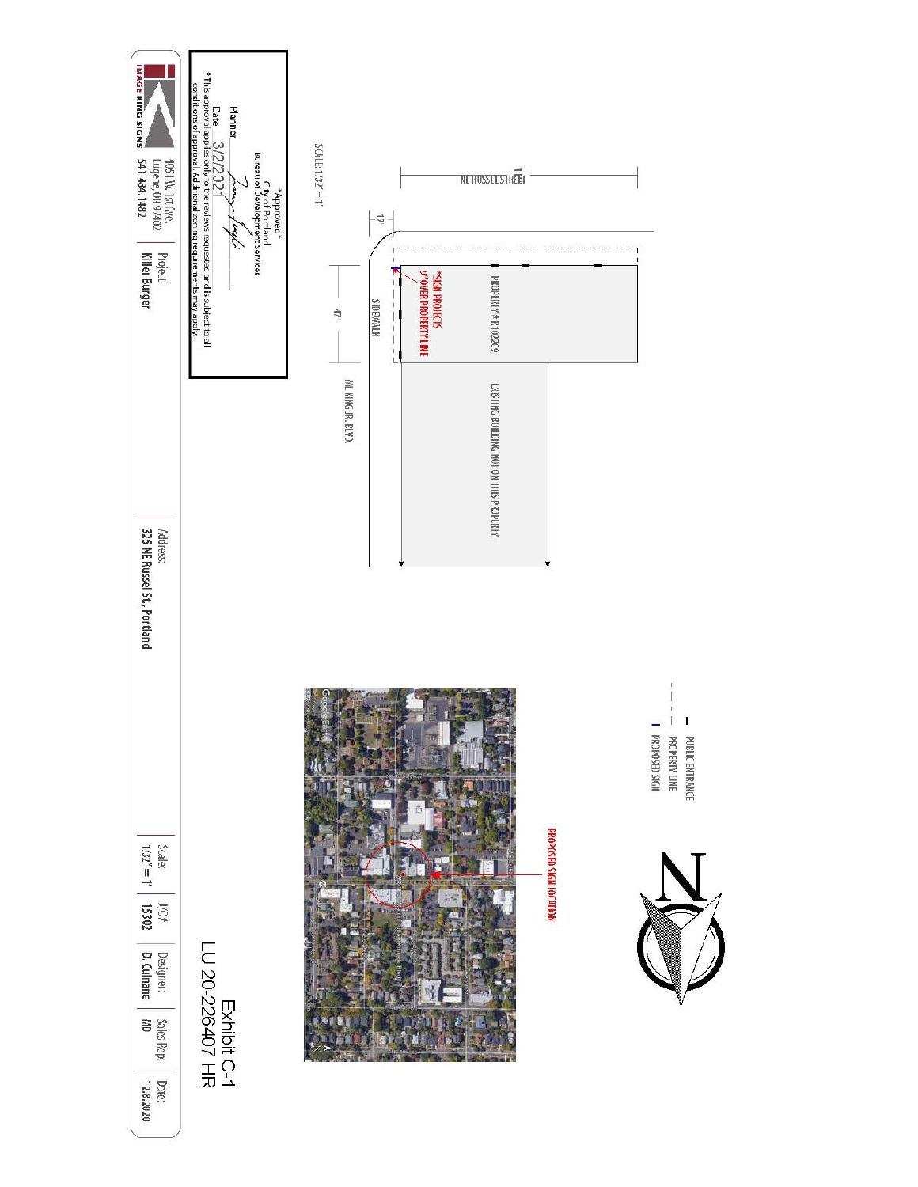Exhibit C-1
LU 20-226407 HR

NE RUSSEL STREET

12'

47'

SIDEWALK

NE KING JR. BLVD.

PROPERTY # R102209

*SIGN PROJECTS 9" OVER PROPERTY LINE

EXISTING BUILDING NOT ON THIS PROPERTY

SCALE: 1/32" = 1'

PUBLIC ENTRANCE
PROPERTY LINE
PROPOSED SIGN

PROPOSED SIGN LOCATION

N

*Approved*
City of Portland
Bureau of Development Services

Planner ____________
Date 3/2/2021

*This approval applies only to the reviews requested and is subject to all conditions of approval. Additional zoning requirements may apply.

IMAGE KING SIGNS
405 W. 1st Ave.
Eugene, OR 97402
541.484.1482

| Project: | Address: | Scale: | J/O#: | Designer: | Sales Rep: | Date: |
| --- | --- | --- | --- | --- | --- | --- |
| Killer Burger | 325 NE Russel St, Portland | 1/32" = 1' | 15302 | D. Culnane | MD | 12.8.2020 |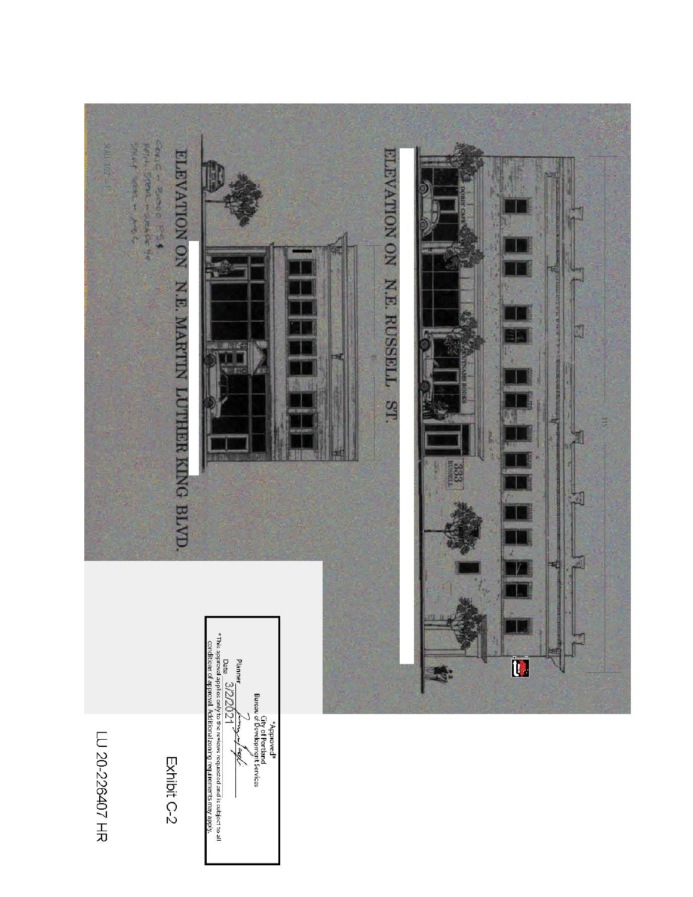ELEVATION ON N.E. RUSSELL ST.

ELEVATION ON N.E. MARTIN LUTHER KING BLVD.

\*Approved\*
City of Portland
Bureau of Development Services
Planner
Date 3/2/2021
\*This approval applies only to the reviews requested and is subject to all conditions of approval. Additional zoning requirements may apply.

Exhibit C-2

LU 20-226407 HR